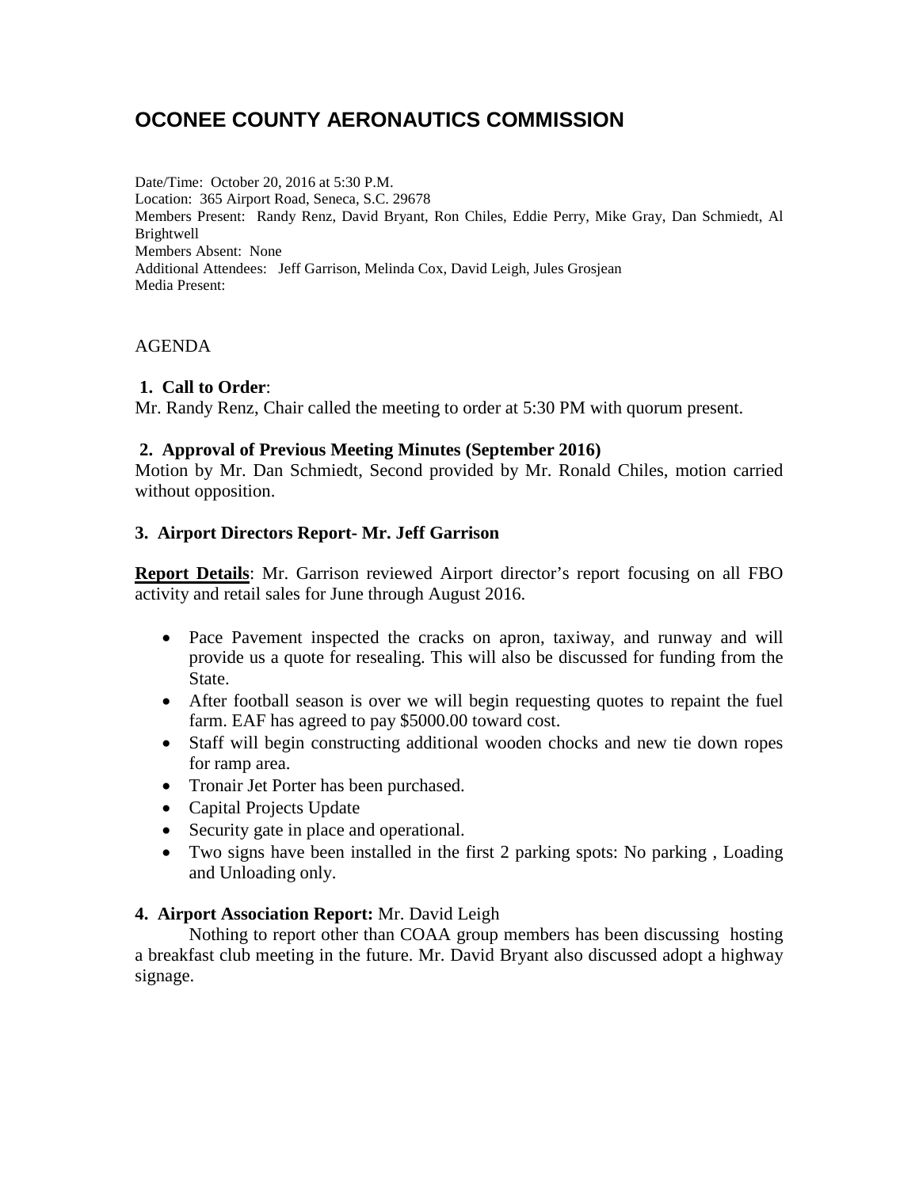# OCONEE COUNTY AERONAUTICS COMMISSION

Date/Time: October 20, 2016 at 5:30 P.M.
Location: 365 Airport Road, Seneca, S.C. 29678
Members Present: Randy Renz, David Bryant, Ron Chiles, Eddie Perry, Mike Gray, Dan Schmiedt, Al Brightwell
Members Absent: None
Additional Attendees: Jeff Garrison, Melinda Cox, David Leigh, Jules Grosjean
Media Present:

AGENDA

**1. Call to Order**:
Mr. Randy Renz, Chair called the meeting to order at 5:30 PM with quorum present.

**2. Approval of Previous Meeting Minutes (September 2016)**
Motion by Mr. Dan Schmiedt, Second provided by Mr. Ronald Chiles, motion carried without opposition.

**3. Airport Directors Report- Mr. Jeff Garrison**

**Report Details**: Mr. Garrison reviewed Airport director's report focusing on all FBO activity and retail sales for June through August 2016.

- Pace Pavement inspected the cracks on apron, taxiway, and runway and will provide us a quote for resealing. This will also be discussed for funding from the State.
- After football season is over we will begin requesting quotes to repaint the fuel farm. EAF has agreed to pay $5000.00 toward cost.
- Staff will begin constructing additional wooden chocks and new tie down ropes for ramp area.
- Tronair Jet Porter has been purchased.
- Capital Projects Update
- Security gate in place and operational.
- Two signs have been installed in the first 2 parking spots: No parking , Loading and Unloading only.

**4. Airport Association Report:** Mr. David Leigh
Nothing to report other than COAA group members has been discussing hosting a breakfast club meeting in the future. Mr. David Bryant also discussed adopt a highway signage.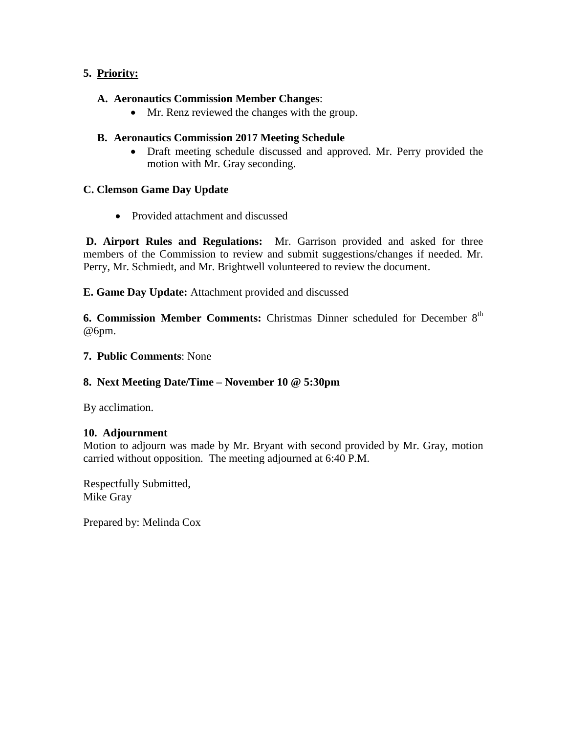**5. <u>Priority:</u>**

**A. Aeronautics Commission Member Changes**:

- Mr. Renz reviewed the changes with the group.

**B. Aeronautics Commission 2017 Meeting Schedule**

- Draft meeting schedule discussed and approved. Mr. Perry provided the motion with Mr. Gray seconding.

**C. Clemson Game Day Update**

- Provided attachment and discussed

**D. Airport Rules and Regulations:** Mr. Garrison provided and asked for three members of the Commission to review and submit suggestions/changes if needed. Mr. Perry, Mr. Schmiedt, and Mr. Brightwell volunteered to review the document.

**E. Game Day Update:** Attachment provided and discussed

**6. Commission Member Comments:** Christmas Dinner scheduled for December 8th @6pm.

**7. Public Comments**: None

**8. Next Meeting Date/Time – November 10 @ 5:30pm**

By acclimation.

**10. Adjournment**

Motion to adjourn was made by Mr. Bryant with second provided by Mr. Gray, motion carried without opposition. The meeting adjourned at 6:40 P.M.

Respectfully Submitted,
Mike Gray

Prepared by: Melinda Cox